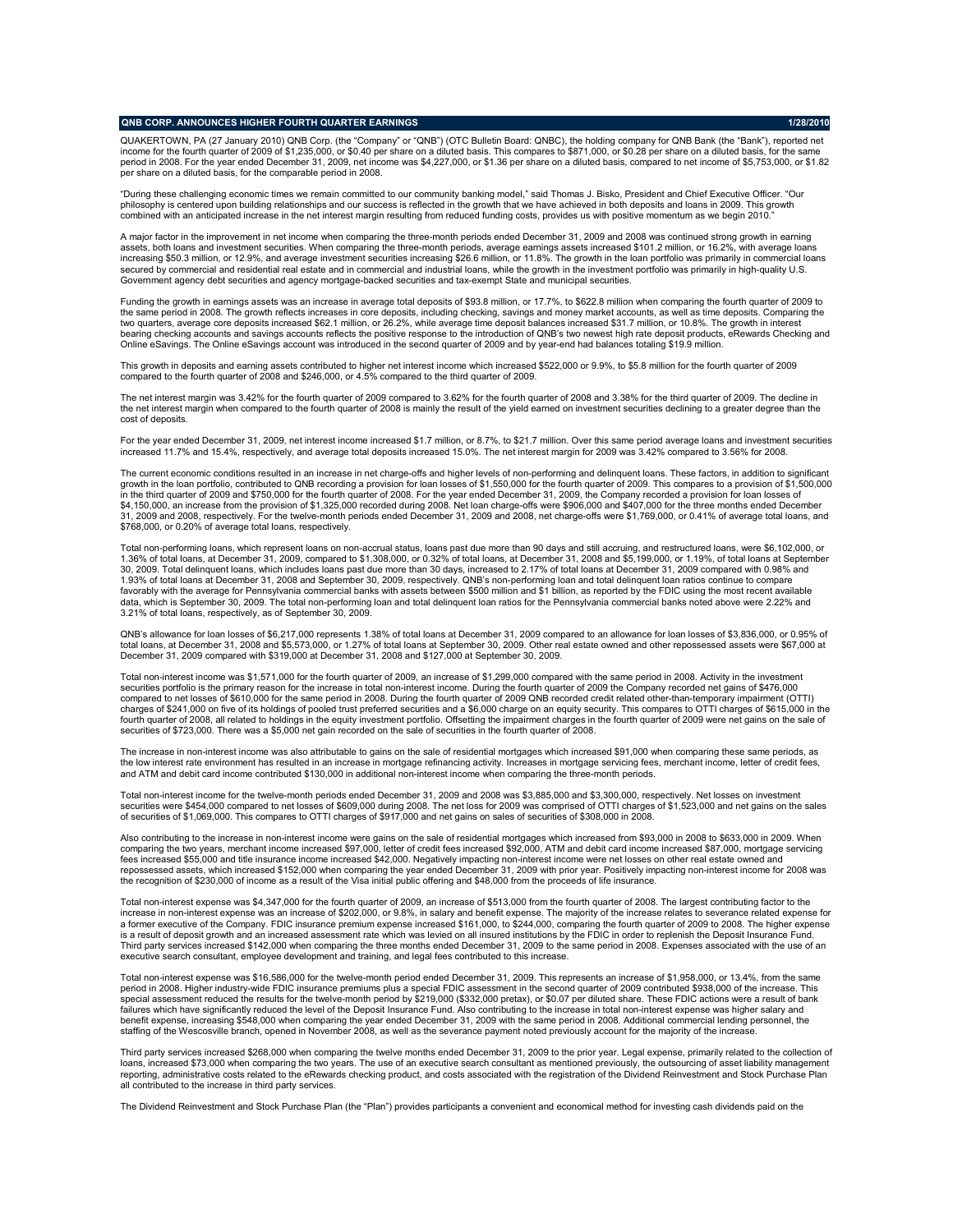**QNB CORP. ANNOUNCES HIGHER FOURTH QUARTER EARNINGS** **1/28/2010**

QUAKERTOWN, PA (27 January 2010) QNB Corp. (the "Company" or "QNB") (OTC Bulletin Board: QNBC), the holding company for QNB Bank (the "Bank"), reported net income for the fourth quarter of 2009 of $1,235,000, or $0.40 per share on a diluted basis. This compares to $871,000, or $0.28 per share on a diluted basis, for the same period in 2008. For the year ended December 31, 2009, net income was $4,227,000, or $1.36 per share on a diluted basis, compared to net income of $5,753,000, or $1.82 per share on a diluted basis, for the comparable period in 2008.

"During these challenging economic times we remain committed to our community banking model," said Thomas J. Bisko, President and Chief Executive Officer. "Our philosophy is centered upon building relationships and our success is reflected in the growth that we have achieved in both deposits and loans in 2009. This growth combined with an anticipated increase in the net interest margin resulting from reduced funding costs, provides us with positive momentum as we begin 2010."

A major factor in the improvement in net income when comparing the three-month periods ended December 31, 2009 and 2008 was continued strong growth in earning assets, both loans and investment securities. When comparing the three-month periods, average earnings assets increased $101.2 million, or 16.2%, with average loans increasing $50.3 million, or 12.9%, and average investment securities increasing $26.6 million, or 11.8%. The growth in the loan portfolio was primarily in commercial loans secured by commercial and residential real estate and in commercial and industrial loans, while the growth in the investment portfolio was primarily in high-quality U.S. Government agency debt securities and agency mortgage-backed securities and tax-exempt State and municipal securities.

Funding the growth in earnings assets was an increase in average total deposits of $93.8 million, or 17.7%, to $622.8 million when comparing the fourth quarter of 2009 to the same period in 2008. The growth reflects increases in core deposits, including checking, savings and money market accounts, as well as time deposits. Comparing the two quarters, average core deposits increased $62.1 million, or 26.2%, while average time deposit balances increased $31.7 million, or 10.8%. The growth in interest bearing checking accounts and savings accounts reflects the positive response to the introduction of QNB's two newest high rate deposit products, eRewards Checking and Online eSavings. The Online eSavings account was introduced in the second quarter of 2009 and by year-end had balances totaling $19.9 million.

This growth in deposits and earning assets contributed to higher net interest income which increased $522,000 or 9.9%, to $5.8 million for the fourth quarter of 2009 compared to the fourth quarter of 2008 and $246,000, or 4.5% compared to the third quarter of 2009.

The net interest margin was 3.42% for the fourth quarter of 2009 compared to 3.62% for the fourth quarter of 2008 and 3.38% for the third quarter of 2009. The decline in the net interest margin when compared to the fourth quarter of 2008 is mainly the result of the yield earned on investment securities declining to a greater degree than the cost of deposits.

For the year ended December 31, 2009, net interest income increased $1.7 million, or 8.7%, to $21.7 million. Over this same period average loans and investment securities increased 11.7% and 15.4%, respectively, and average total deposits increased 15.0%. The net interest margin for 2009 was 3.42% compared to 3.56% for 2008.

The current economic conditions resulted in an increase in net charge-offs and higher levels of non-performing and delinquent loans. These factors, in addition to significant growth in the loan portfolio, contributed to QNB recording a provision for loan losses of $1,550,000 for the fourth quarter of 2009. This compares to a provision of $1,500,000 in the third quarter of 2009 and $750,000 for the fourth quarter of 2008. For the year ended December 31, 2009, the Company recorded a provision for loan losses of $4,150,000, an increase from the provision of $1,325,000 recorded during 2008. Net loan charge-offs were $906,000 and $407,000 for the three months ended December 31, 2009 and 2008, respectively. For the twelve-month periods ended December 31, 2009 and 2008, net charge-offs were $1,769,000, or 0.41% of average total loans, and $768,000, or 0.20% of average total loans, respectively.

Total non-performing loans, which represent loans on non-accrual status, loans past due more than 90 days and still accruing, and restructured loans, were $6,102,000, or 1.36% of total loans, at December 31, 2009, compared to $1,308,000, or 0.32% of total loans, at December 31, 2008 and $5,199,000, or 1.19%, of total loans at September 30, 2009. Total delinquent loans, which includes loans past due more than 30 days, increased to 2.17% of total loans at December 31, 2009 compared with 0.98% and 1.93% of total loans at December 31, 2008 and September 30, 2009, respectively. QNB's non-performing loan and total delinquent loan ratios continue to compare favorably with the average for Pennsylvania commercial banks with assets between $500 million and $1 billion, as reported by the FDIC using the most recent available data, which is September 30, 2009. The total non-performing loan and total delinquent loan ratios for the Pennsylvania commercial banks noted above were 2.22% and 3.21% of total loans, respectively, as of September 30, 2009.

QNB's allowance for loan losses of $6,217,000 represents 1.38% of total loans at December 31, 2009 compared to an allowance for loan losses of $3,836,000, or 0.95% of total loans, at December 31, 2008 and $5,573,000, or 1.27% of total loans at September 30, 2009. Other real estate owned and other repossessed assets were $67,000 at December 31, 2009 compared with $319,000 at December 31, 2008 and $127,000 at September 30, 2009.

Total non-interest income was $1,571,000 for the fourth quarter of 2009, an increase of $1,299,000 compared with the same period in 2008. Activity in the investment securities portfolio is the primary reason for the increase in total non-interest income. During the fourth quarter of 2009 the Company recorded net gains of $476,000 compared to net losses of $610,000 for the same period in 2008. During the fourth quarter of 2009 QNB recorded credit related other-than-temporary impairment (OTTI) charges of $241,000 on five of its holdings of pooled trust preferred securities and a $6,000 charge on an equity security. This compares to OTTI charges of $615,000 in the fourth quarter of 2008, all related to holdings in the equity investment portfolio. Offsetting the impairment charges in the fourth quarter of 2009 were net gains on the sale of securities of $723,000. There was a $5,000 net gain recorded on the sale of securities in the fourth quarter of 2008.

The increase in non-interest income was also attributable to gains on the sale of residential mortgages which increased $91,000 when comparing these same periods, as the low interest rate environment has resulted in an increase in mortgage refinancing activity. Increases in mortgage servicing fees, merchant income, letter of credit fees, and ATM and debit card income contributed $130,000 in additional non-interest income when comparing the three-month periods.

Total non-interest income for the twelve-month periods ended December 31, 2009 and 2008 was $3,885,000 and $3,300,000, respectively. Net losses on investment securities were $454,000 compared to net losses of $609,000 during 2008. The net loss for 2009 was comprised of OTTI charges of $1,523,000 and net gains on the sales of securities of $1,069,000. This compares to OTTI charges of $917,000 and net gains on sales of securities of $308,000 in 2008.

Also contributing to the increase in non-interest income were gains on the sale of residential mortgages which increased from $93,000 in 2008 to $633,000 in 2009. When comparing the two years, merchant income increased $97,000, letter of credit fees increased $92,000, ATM and debit card income increased $87,000, mortgage servicing fees increased $55,000 and title insurance income increased $42,000. Negatively impacting non-interest income were net losses on other real estate owned and repossessed assets, which increased $152,000 when comparing the year ended December 31, 2009 with prior year. Positively impacting non-interest income for 2008 was the recognition of $230,000 of income as a result of the Visa initial public offering and $48,000 from the proceeds of life insurance.

Total non-interest expense was $4,347,000 for the fourth quarter of 2009, an increase of $513,000 from the fourth quarter of 2008. The largest contributing factor to the increase in non-interest expense was an increase of $202,000, or 9.8%, in salary and benefit expense. The majority of the increase relates to severance related expense for a former executive of the Company. FDIC insurance premium expense increased $161,000, to $244,000, comparing the fourth quarter of 2009 to 2008. The higher expense is a result of deposit growth and an increased assessment rate which was levied on all insured institutions by the FDIC in order to replenish the Deposit Insurance Fund. Third party services increased $142,000 when comparing the three months ended December 31, 2009 to the same period in 2008. Expenses associated with the use of an executive search consultant, employee development and training, and legal fees contributed to this increase.

Total non-interest expense was $16,586,000 for the twelve-month period ended December 31, 2009. This represents an increase of $1,958,000, or 13.4%, from the same period in 2008. Higher industry-wide FDIC insurance premiums plus a special FDIC assessment in the second quarter of 2009 contributed $938,000 of the increase. This special assessment reduced the results for the twelve-month period by $219,000 ($332,000 pretax), or $0.07 per diluted share. These FDIC actions were a result of bank failures which have significantly reduced the level of the Deposit Insurance Fund. Also contributing to the increase in total non-interest expense was higher salary and benefit expense, increasing $548,000 when comparing the year ended December 31, 2009 with the same period in 2008. Additional commercial lending personnel, the staffing of the Wescosville branch, opened in November 2008, as well as the severance payment noted previously account for the majority of the increase.

Third party services increased $268,000 when comparing the twelve months ended December 31, 2009 to the prior year. Legal expense, primarily related to the collection of loans, increased $73,000 when comparing the two years. The use of an executive search consultant as mentioned previously, the outsourcing of asset liability management reporting, administrative costs related to the eRewards checking product, and costs associated with the registration of the Dividend Reinvestment and Stock Purchase Plan all contributed to the increase in third party services.

The Dividend Reinvestment and Stock Purchase Plan (the "Plan") provides participants a convenient and economical method for investing cash dividends paid on the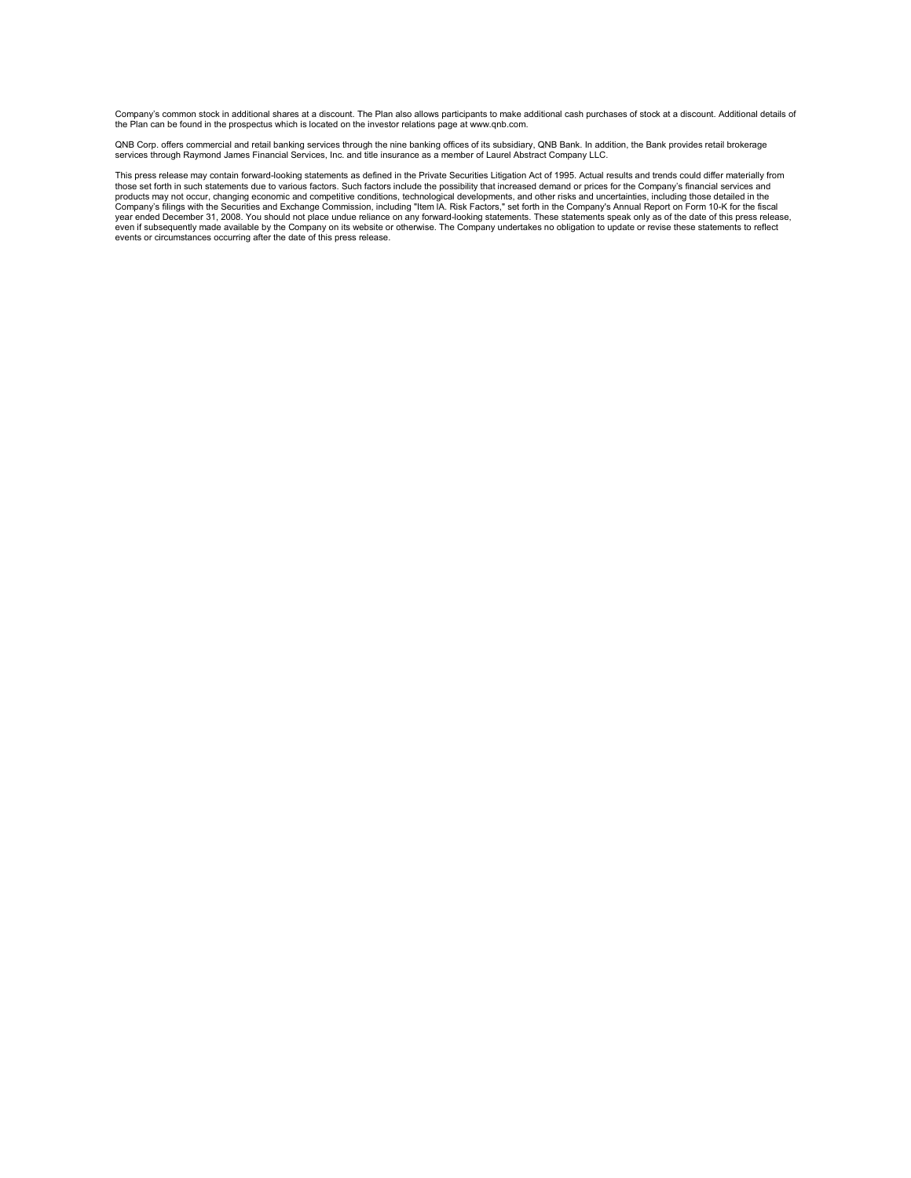Company's common stock in additional shares at a discount. The Plan also allows participants to make additional cash purchases of stock at a discount. Additional details of the Plan can be found in the prospectus which is located on the investor relations page at www.qnb.com.

QNB Corp. offers commercial and retail banking services through the nine banking offices of its subsidiary, QNB Bank. In addition, the Bank provides retail brokerage services through Raymond James Financial Services, Inc. and title insurance as a member of Laurel Abstract Company LLC.

This press release may contain forward-looking statements as defined in the Private Securities Litigation Act of 1995. Actual results and trends could differ materially from those set forth in such statements due to various factors. Such factors include the possibility that increased demand or prices for the Company's financial services and products may not occur, changing economic and competitive conditions, technological developments, and other risks and uncertainties, including those detailed in the Company's filings with the Securities and Exchange Commission, including "Item IA. Risk Factors," set forth in the Company's Annual Report on Form 10-K for the fiscal year ended December 31, 2008. You should not place undue reliance on any forward-looking statements. These statements speak only as of the date of this press release, even if subsequently made available by the Company on its website or otherwise. The Company undertakes no obligation to update or revise these statements to reflect events or circumstances occurring after the date of this press release.